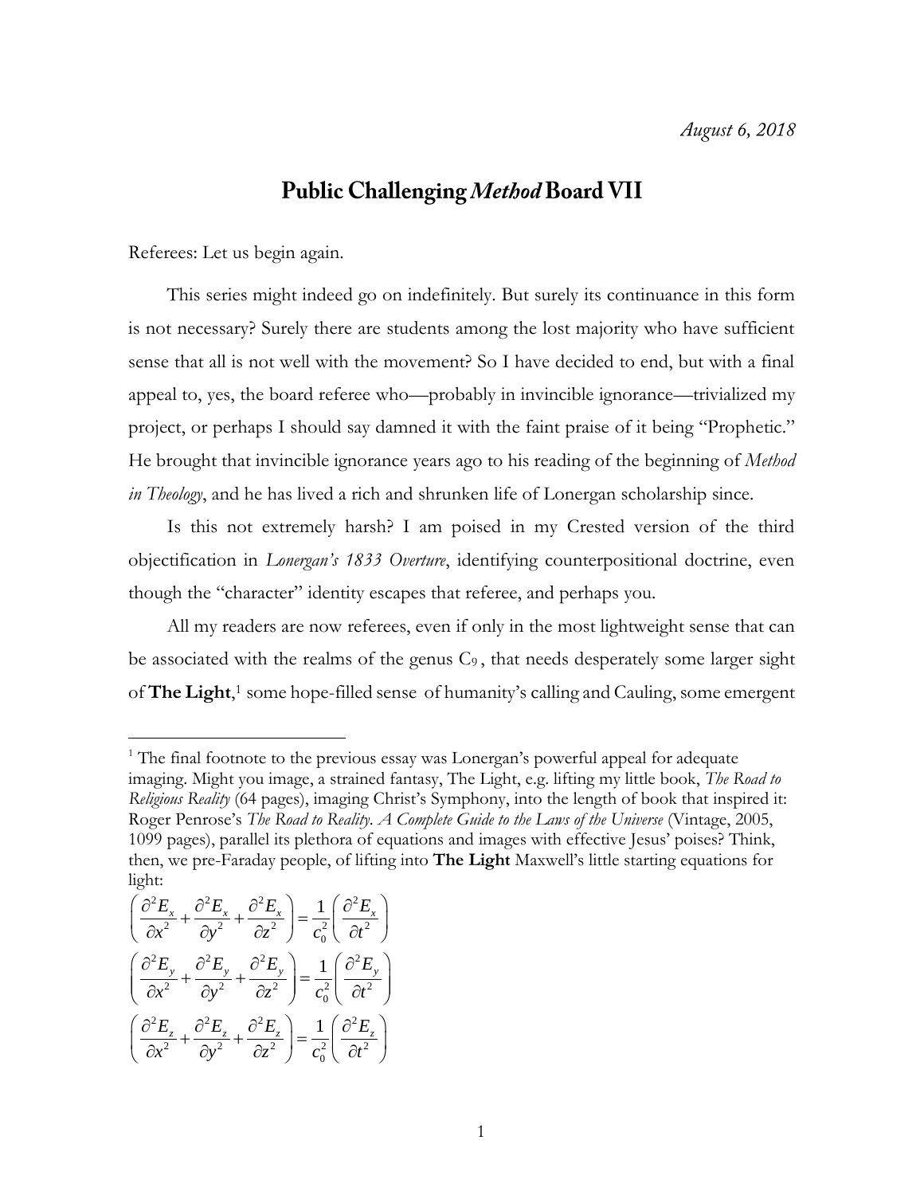*August 6, 2018*

# Public Challenging *Method* Board VII

Referees: Let us begin again.

This series might indeed go on indefinitely. But surely its continuance in this form is not necessary? Surely there are students among the lost majority who have sufficient sense that all is not well with the movement? So I have decided to end, but with a final appeal to, yes, the board referee who—probably in invincible ignorance—trivialized my project, or perhaps I should say damned it with the faint praise of it being "Prophetic." He brought that invincible ignorance years ago to his reading of the beginning of *Method in Theology*, and he has lived a rich and shrunken life of Lonergan scholarship since.

Is this not extremely harsh? I am poised in my Crested version of the third objectification in *Lonergan's 1833 Overture*, identifying counterpositional doctrine, even though the "character" identity escapes that referee, and perhaps you.

All my readers are now referees, even if only in the most lightweight sense that can be associated with the realms of the genus $C_9$, that needs desperately some larger sight of **The Light**,[1] some hope-filled sense of humanity's calling and Cauling, some emergent

---

[1] The final footnote to the previous essay was Lonergan's powerful appeal for adequate imaging. Might you image, a strained fantasy, The Light, e.g. lifting my little book, *The Road to Religious Reality* (64 pages), imaging Christ's Symphony, into the length of book that inspired it: Roger Penrose's *The Road to Reality. A Complete Guide to the Laws of the Universe* (Vintage, 2005, 1099 pages), parallel its plethora of equations and images with effective Jesus' poises? Think, then, we pre-Faraday people, of lifting into **The Light** Maxwell's little starting equations for light:

$$\left(\frac{\partial^2 E_x}{\partial x^2}+\frac{\partial^2 E_x}{\partial y^2}+\frac{\partial^2 E_x}{\partial z^2}\right)=\frac{1}{c_0^2}\left(\frac{\partial^2 E_x}{\partial t^2}\right)$$

$$\left(\frac{\partial^2 E_y}{\partial x^2}+\frac{\partial^2 E_y}{\partial y^2}+\frac{\partial^2 E_y}{\partial z^2}\right)=\frac{1}{c_0^2}\left(\frac{\partial^2 E_y}{\partial t^2}\right)$$

$$\left(\frac{\partial^2 E_z}{\partial x^2}+\frac{\partial^2 E_z}{\partial y^2}+\frac{\partial^2 E_z}{\partial z^2}\right)=\frac{1}{c_0^2}\left(\frac{\partial^2 E_z}{\partial t^2}\right)$$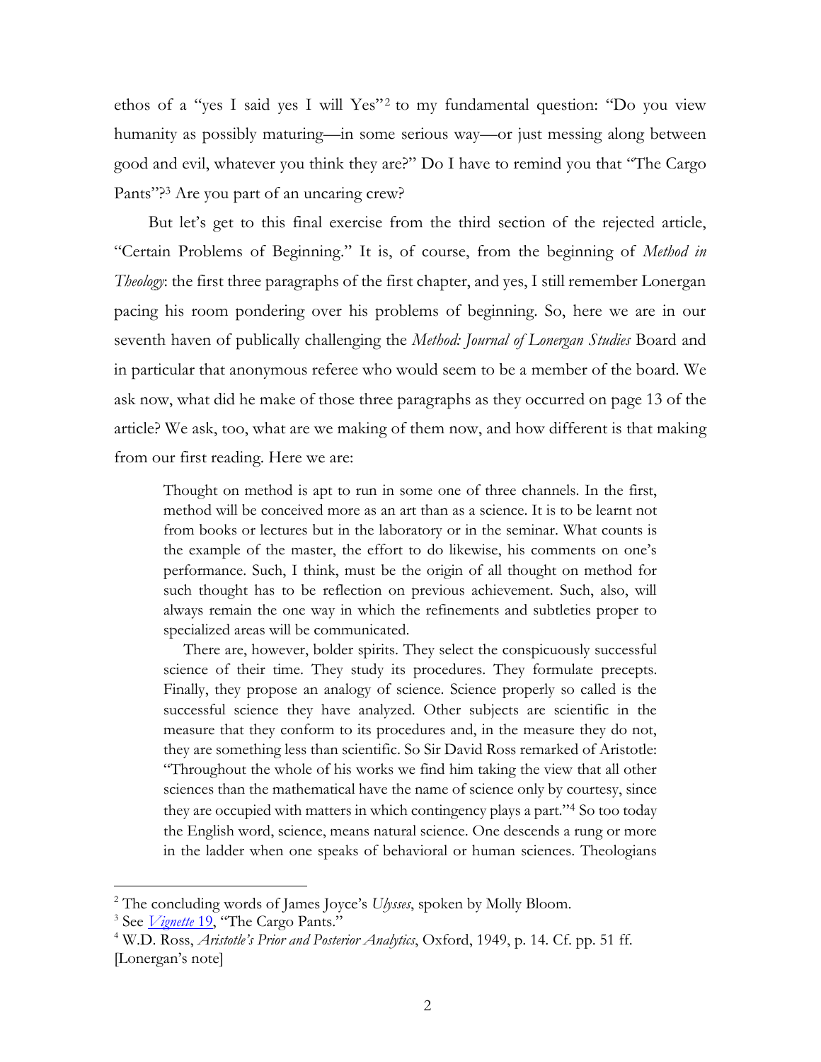ethos of a "yes I said yes I will Yes"[2] to my fundamental question: "Do you view humanity as possibly maturing—in some serious way—or just messing along between good and evil, whatever you think they are?" Do I have to remind you that "The Cargo Pants"?[3] Are you part of an uncaring crew?

But let's get to this final exercise from the third section of the rejected article, "Certain Problems of Beginning." It is, of course, from the beginning of *Method in Theology*: the first three paragraphs of the first chapter, and yes, I still remember Lonergan pacing his room pondering over his problems of beginning. So, here we are in our seventh haven of publically challenging the *Method: Journal of Lonergan Studies* Board and in particular that anonymous referee who would seem to be a member of the board. We ask now, what did he make of those three paragraphs as they occurred on page 13 of the article? We ask, too, what are we making of them now, and how different is that making from our first reading. Here we are:

> Thought on method is apt to run in some one of three channels. In the first, method will be conceived more as an art than as a science. It is to be learnt not from books or lectures but in the laboratory or in the seminar. What counts is the example of the master, the effort to do likewise, his comments on one's performance. Such, I think, must be the origin of all thought on method for such thought has to be reflection on previous achievement. Such, also, will always remain the one way in which the refinements and subtleties proper to specialized areas will be communicated.
>
> There are, however, bolder spirits. They select the conspicuously successful science of their time. They study its procedures. They formulate precepts. Finally, they propose an analogy of science. Science properly so called is the successful science they have analyzed. Other subjects are scientific in the measure that they conform to its procedures and, in the measure they do not, they are something less than scientific. So Sir David Ross remarked of Aristotle: "Throughout the whole of his works we find him taking the view that all other sciences than the mathematical have the name of science only by courtesy, since they are occupied with matters in which contingency plays a part."[4] So too today the English word, science, means natural science. One descends a rung or more in the ladder when one speaks of behavioral or human sciences. Theologians

[2] The concluding words of James Joyce's *Ulysses*, spoken by Molly Bloom.

[3] See *Vignette* 19, "The Cargo Pants."

[4] W.D. Ross, *Aristotle's Prior and Posterior Analytics*, Oxford, 1949, p. 14. Cf. pp. 51 ff. [Lonergan's note]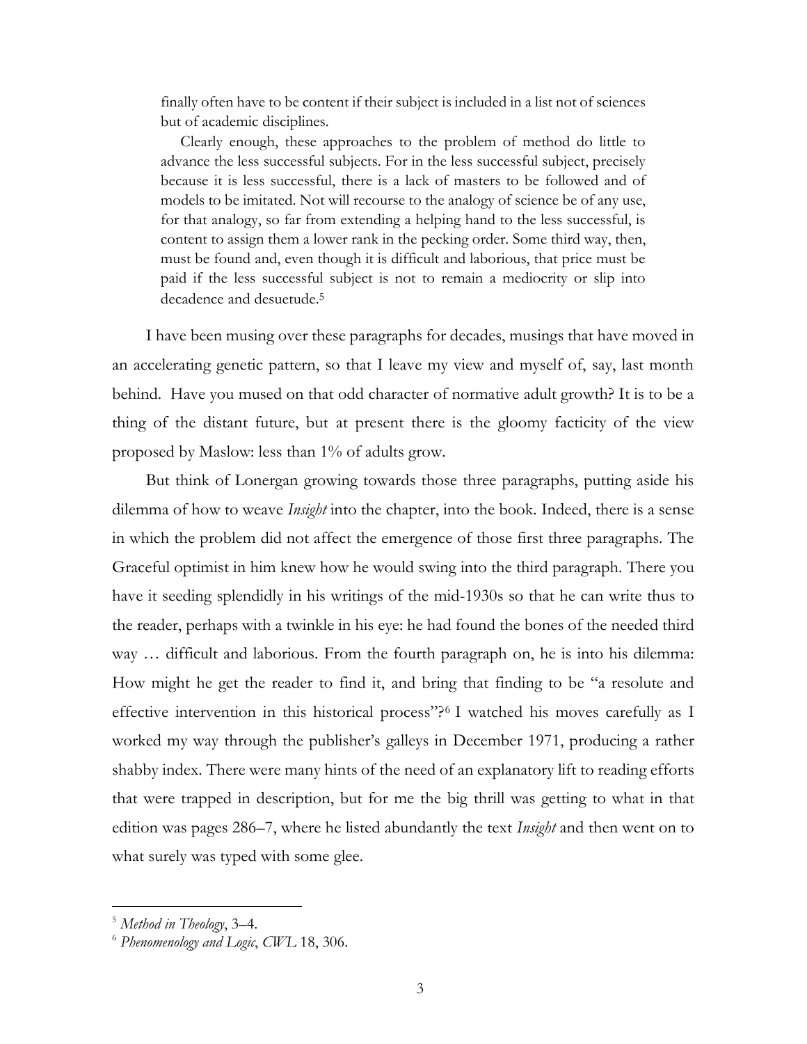> finally often have to be content if their subject is included in a list not of sciences but of academic disciplines.
>
> Clearly enough, these approaches to the problem of method do little to advance the less successful subjects. For in the less successful subject, precisely because it is less successful, there is a lack of masters to be followed and of models to be imitated. Not will recourse to the analogy of science be of any use, for that analogy, so far from extending a helping hand to the less successful, is content to assign them a lower rank in the pecking order. Some third way, then, must be found and, even though it is difficult and laborious, that price must be paid if the less successful subject is not to remain a mediocrity or slip into decadence and desuetude.[5]

I have been musing over these paragraphs for decades, musings that have moved in an accelerating genetic pattern, so that I leave my view and myself of, say, last month behind. Have you mused on that odd character of normative adult growth? It is to be a thing of the distant future, but at present there is the gloomy facticity of the view proposed by Maslow: less than 1% of adults grow.

But think of Lonergan growing towards those three paragraphs, putting aside his dilemma of how to weave *Insight* into the chapter, into the book. Indeed, there is a sense in which the problem did not affect the emergence of those first three paragraphs. The Graceful optimist in him knew how he would swing into the third paragraph. There you have it seeding splendidly in his writings of the mid-1930s so that he can write thus to the reader, perhaps with a twinkle in his eye: he had found the bones of the needed third way … difficult and laborious. From the fourth paragraph on, he is into his dilemma: How might he get the reader to find it, and bring that finding to be "a resolute and effective intervention in this historical process"?[6] I watched his moves carefully as I worked my way through the publisher's galleys in December 1971, producing a rather shabby index. There were many hints of the need of an explanatory lift to reading efforts that were trapped in description, but for me the big thrill was getting to what in that edition was pages 286–7, where he listed abundantly the text *Insight* and then went on to what surely was typed with some glee.

---

[5] *Method in Theology*, 3–4.

[6] *Phenomenology and Logic*, *CWL* 18, 306.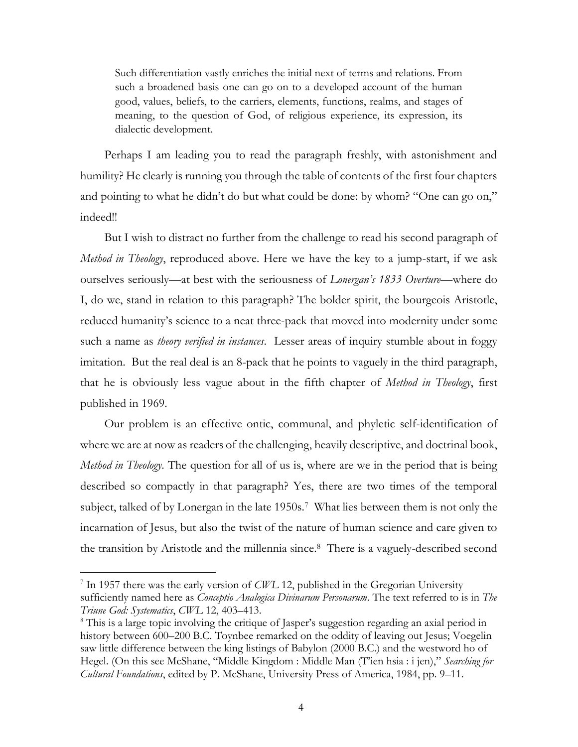> Such differentiation vastly enriches the initial next of terms and relations. From such a broadened basis one can go on to a developed account of the human good, values, beliefs, to the carriers, elements, functions, realms, and stages of meaning, to the question of God, of religious experience, its expression, its dialectic development.

Perhaps I am leading you to read the paragraph freshly, with astonishment and humility? He clearly is running you through the table of contents of the first four chapters and pointing to what he didn't do but what could be done: by whom? "One can go on," indeed!!

But I wish to distract no further from the challenge to read his second paragraph of *Method in Theology*, reproduced above. Here we have the key to a jump-start, if we ask ourselves seriously—at best with the seriousness of *Lonergan's 1833 Overture*—where do I, do we, stand in relation to this paragraph? The bolder spirit, the bourgeois Aristotle, reduced humanity's science to a neat three-pack that moved into modernity under some such a name as *theory verified in instances*. Lesser areas of inquiry stumble about in foggy imitation. But the real deal is an 8-pack that he points to vaguely in the third paragraph, that he is obviously less vague about in the fifth chapter of *Method in Theology*, first published in 1969.

Our problem is an effective ontic, communal, and phyletic self-identification of where we are at now as readers of the challenging, heavily descriptive, and doctrinal book, *Method in Theology*. The question for all of us is, where are we in the period that is being described so compactly in that paragraph? Yes, there are two times of the temporal subject, talked of by Lonergan in the late 1950s.[7] What lies between them is not only the incarnation of Jesus, but also the twist of the nature of human science and care given to the transition by Aristotle and the millennia since.[8] There is a vaguely-described second

---

[7] In 1957 there was the early version of *CWL* 12, published in the Gregorian University sufficiently named here as *Conceptio Analogica Divinarum Personarum*. The text referred to is in *The Triune God: Systematics*, *CWL* 12, 403–413.

[8] This is a large topic involving the critique of Jasper's suggestion regarding an axial period in history between 600–200 B.C. Toynbee remarked on the oddity of leaving out Jesus; Voegelin saw little difference between the king listings of Babylon (2000 B.C.) and the westword ho of Hegel. (On this see McShane, "Middle Kingdom : Middle Man (T'ien hsia : i jen)," *Searching for Cultural Foundations*, edited by P. McShane, University Press of America, 1984, pp. 9–11.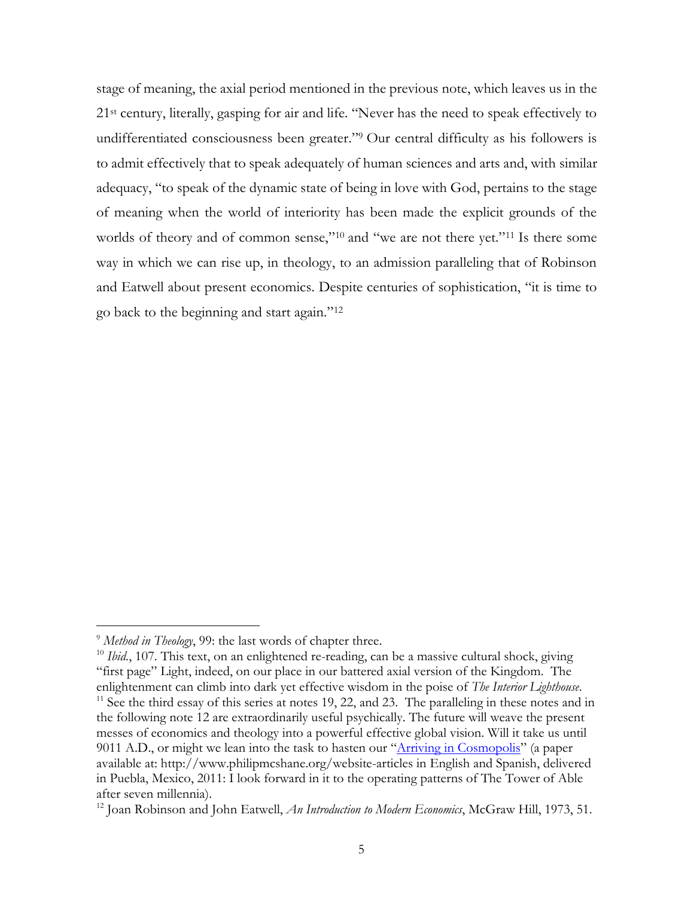stage of meaning, the axial period mentioned in the previous note, which leaves us in the 21st century, literally, gasping for air and life. "Never has the need to speak effectively to undifferentiated consciousness been greater."[9] Our central difficulty as his followers is to admit effectively that to speak adequately of human sciences and arts and, with similar adequacy, "to speak of the dynamic state of being in love with God, pertains to the stage of meaning when the world of interiority has been made the explicit grounds of the worlds of theory and of common sense,"[10] and "we are not there yet."[11] Is there some way in which we can rise up, in theology, to an admission paralleling that of Robinson and Eatwell about present economics. Despite centuries of sophistication, "it is time to go back to the beginning and start again."[12]

---

[9] *Method in Theology*, 99: the last words of chapter three.

[10] *Ibid.*, 107. This text, on an enlightened re-reading, can be a massive cultural shock, giving "first page" Light, indeed, on our place in our battered axial version of the Kingdom. The enlightenment can climb into dark yet effective wisdom in the poise of *The Interior Lighthouse*.

[11] See the third essay of this series at notes 19, 22, and 23. The paralleling in these notes and in the following note 12 are extraordinarily useful psychically. The future will weave the present messes of economics and theology into a powerful effective global vision. Will it take us until 9011 A.D., or might we lean into the task to hasten our "Arriving in Cosmopolis" (a paper available at: http://www.philipmcshane.org/website-articles in English and Spanish, delivered in Puebla, Mexico, 2011: I look forward in it to the operating patterns of The Tower of Able after seven millennia).

[12] Joan Robinson and John Eatwell, *An Introduction to Modern Economics*, McGraw Hill, 1973, 51.